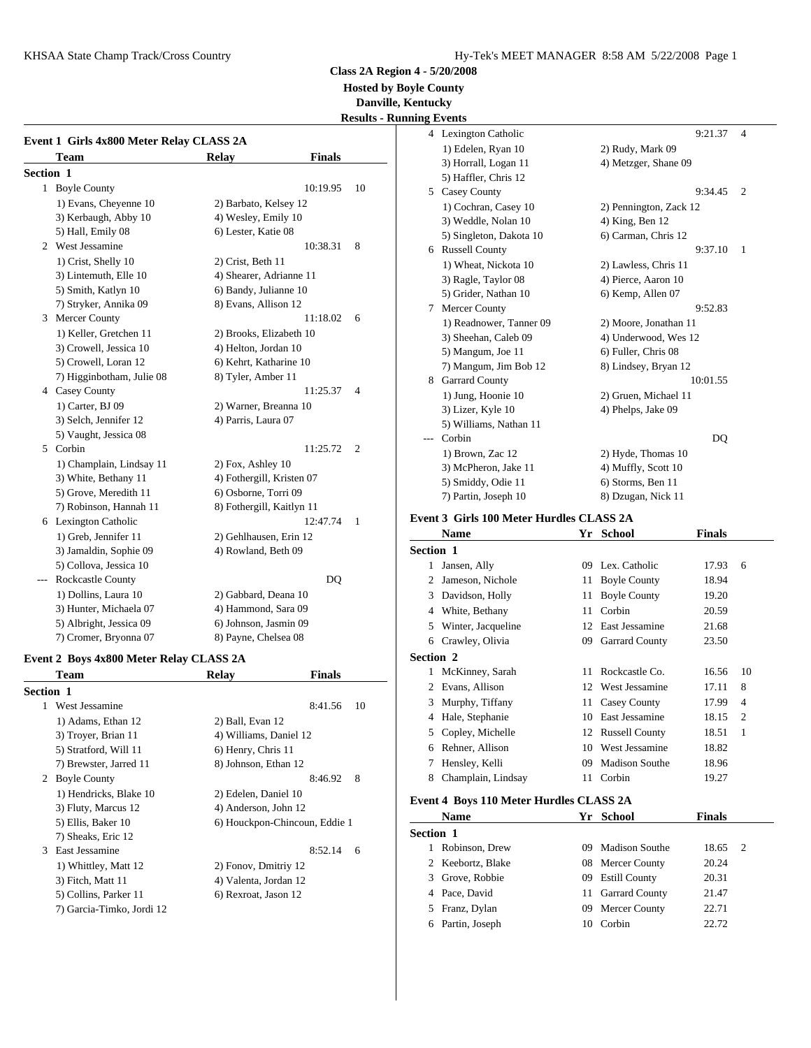**Class 2A Region 4 - 5/20/2008**

**Hosted by Boyle County**

**Danville, Kentucky**

**Results - Running Events**

### Event 1 Girls 4x800 Meter Relay CLASS 2A

| | Team | Relay | Finals | |
|---|---|---|---|---|
| **Section 1** | | | | |
| 1 | Boyle County | | 10:19.95 | 10 |
| | 1) Evans, Cheyenne 10 | 2) Barbato, Kelsey 12 | | |
| | 3) Kerbaugh, Abby 10 | 4) Wesley, Emily 10 | | |
| | 5) Hall, Emily 08 | 6) Lester, Katie 08 | | |
| 2 | West Jessamine | | 10:38.31 | 8 |
| | 1) Crist, Shelly 10 | 2) Crist, Beth 11 | | |
| | 3) Lintemuth, Elle 10 | 4) Shearer, Adrianne 11 | | |
| | 5) Smith, Katlyn 10 | 6) Bandy, Julianne 10 | | |
| | 7) Stryker, Annika 09 | 8) Evans, Allison 12 | | |
| 3 | Mercer County | | 11:18.02 | 6 |
| | 1) Keller, Gretchen 11 | 2) Brooks, Elizabeth 10 | | |
| | 3) Crowell, Jessica 10 | 4) Helton, Jordan 10 | | |
| | 5) Crowell, Loran 12 | 6) Kehrt, Katharine 10 | | |
| | 7) Higginbotham, Julie 08 | 8) Tyler, Amber 11 | | |
| 4 | Casey County | | 11:25.37 | 4 |
| | 1) Carter, BJ 09 | 2) Warner, Breanna 10 | | |
| | 3) Selch, Jennifer 12 | 4) Parris, Laura 07 | | |
| | 5) Vaught, Jessica 08 | | | |
| 5 | Corbin | | 11:25.72 | 2 |
| | 1) Champlain, Lindsay 11 | 2) Fox, Ashley 10 | | |
| | 3) White, Bethany 11 | 4) Fothergill, Kristen 07 | | |
| | 5) Grove, Meredith 11 | 6) Osborne, Torri 09 | | |
| | 7) Robinson, Hannah 11 | 8) Fothergill, Kaitlyn 11 | | |
| 6 | Lexington Catholic | | 12:47.74 | 1 |
| | 1) Greb, Jennifer 11 | 2) Gehlhausen, Erin 12 | | |
| | 3) Jamaldin, Sophie 09 | 4) Rowland, Beth 09 | | |
| | 5) Collova, Jessica 10 | | | |
| --- | Rockcastle County | | DQ | |
| | 1) Dollins, Laura 10 | 2) Gabbard, Deana 10 | | |
| | 3) Hunter, Michaela 07 | 4) Hammond, Sara 09 | | |
| | 5) Albright, Jessica 09 | 6) Johnson, Jasmin 09 | | |
| | 7) Cromer, Bryonna 07 | 8) Payne, Chelsea 08 | | |

### Event 2 Boys 4x800 Meter Relay CLASS 2A

| | Team | Relay | Finals | |
|---|---|---|---|---|
| **Section 1** | | | | |
| 1 | West Jessamine | | 8:41.56 | 10 |
| | 1) Adams, Ethan 12 | 2) Ball, Evan 12 | | |
| | 3) Troyer, Brian 11 | 4) Williams, Daniel 12 | | |
| | 5) Stratford, Will 11 | 6) Henry, Chris 11 | | |
| | 7) Brewster, Jarred 11 | 8) Johnson, Ethan 12 | | |
| 2 | Boyle County | | 8:46.92 | 8 |
| | 1) Hendricks, Blake 10 | 2) Edelen, Daniel 10 | | |
| | 3) Fluty, Marcus 12 | 4) Anderson, John 12 | | |
| | 5) Ellis, Baker 10 | 6) Houckpon-Chincoun, Eddie 1 | | |
| | 7) Sheaks, Eric 12 | | | |
| 3 | East Jessamine | | 8:52.14 | 6 |
| | 1) Whittley, Matt 12 | 2) Fonov, Dmitriy 12 | | |
| | 3) Fitch, Matt 11 | 4) Valenta, Jordan 12 | | |
| | 5) Collins, Parker 11 | 6) Rexroat, Jason 12 | | |
| | 7) Garcia-Timko, Jordi 12 | | | |
| 4 | Lexington Catholic | | 9:21.37 | 4 |
| | 1) Edelen, Ryan 10 | 2) Rudy, Mark 09 | | |
| | 3) Horrall, Logan 11 | 4) Metzger, Shane 09 | | |
| | 5) Haffler, Chris 12 | | | |
| 5 | Casey County | | 9:34.45 | 2 |
| | 1) Cochran, Casey 10 | 2) Pennington, Zack 12 | | |
| | 3) Weddle, Nolan 10 | 4) King, Ben 12 | | |
| | 5) Singleton, Dakota 10 | 6) Carman, Chris 12 | | |
| 6 | Russell County | | 9:37.10 | 1 |
| | 1) Wheat, Nickota 10 | 2) Lawless, Chris 11 | | |
| | 3) Ragle, Taylor 08 | 4) Pierce, Aaron 10 | | |
| | 5) Grider, Nathan 10 | 6) Kemp, Allen 07 | | |
| 7 | Mercer County | | 9:52.83 | |
| | 1) Readnower, Tanner 09 | 2) Moore, Jonathan 11 | | |
| | 3) Sheehan, Caleb 09 | 4) Underwood, Wes 12 | | |
| | 5) Mangum, Joe 11 | 6) Fuller, Chris 08 | | |
| | 7) Mangum, Jim Bob 12 | 8) Lindsey, Bryan 12 | | |
| 8 | Garrard County | | 10:01.55 | |
| | 1) Jung, Hoonie 10 | 2) Gruen, Michael 11 | | |
| | 3) Lizer, Kyle 10 | 4) Phelps, Jake 09 | | |
| | 5) Williams, Nathan 11 | | | |
| --- | Corbin | | DQ | |
| | 1) Brown, Zac 12 | 2) Hyde, Thomas 10 | | |
| | 3) McPheron, Jake 11 | 4) Muffly, Scott 10 | | |
| | 5) Smiddy, Odie 11 | 6) Storms, Ben 11 | | |
| | 7) Partin, Joseph 10 | 8) Dzugan, Nick 11 | | |

### Event 3 Girls 100 Meter Hurdles CLASS 2A

| | Name | Yr | School | Finals | |
|---|---|---|---|---|---|
| **Section 1** | | | | | |
| 1 | Jansen, Ally | 09 | Lex. Catholic | 17.93 | 6 |
| 2 | Jameson, Nichole | 11 | Boyle County | 18.94 | |
| 3 | Davidson, Holly | 11 | Boyle County | 19.20 | |
| 4 | White, Bethany | 11 | Corbin | 20.59 | |
| 5 | Winter, Jacqueline | 12 | East Jessamine | 21.68 | |
| 6 | Crawley, Olivia | 09 | Garrard County | 23.50 | |
| **Section 2** | | | | | |
| 1 | McKinney, Sarah | 11 | Rockcastle Co. | 16.56 | 10 |
| 2 | Evans, Allison | 12 | West Jessamine | 17.11 | 8 |
| 3 | Murphy, Tiffany | 11 | Casey County | 17.99 | 4 |
| 4 | Hale, Stephanie | 10 | East Jessamine | 18.15 | 2 |
| 5 | Copley, Michelle | 12 | Russell County | 18.51 | 1 |
| 6 | Rehner, Allison | 10 | West Jessamine | 18.82 | |
| 7 | Hensley, Kelli | 09 | Madison Southe | 18.96 | |
| 8 | Champlain, Lindsay | 11 | Corbin | 19.27 | |

### Event 4 Boys 110 Meter Hurdles CLASS 2A

| | Name | Yr | School | Finals | |
|---|---|---|---|---|---|
| **Section 1** | | | | | |
| 1 | Robinson, Drew | 09 | Madison Southe | 18.65 | 2 |
| 2 | Keebortz, Blake | 08 | Mercer County | 20.24 | |
| 3 | Grove, Robbie | 09 | Estill County | 20.31 | |
| 4 | Pace, David | 11 | Garrard County | 21.47 | |
| 5 | Franz, Dylan | 09 | Mercer County | 22.71 | |
| 6 | Partin, Joseph | 10 | Corbin | 22.72 | |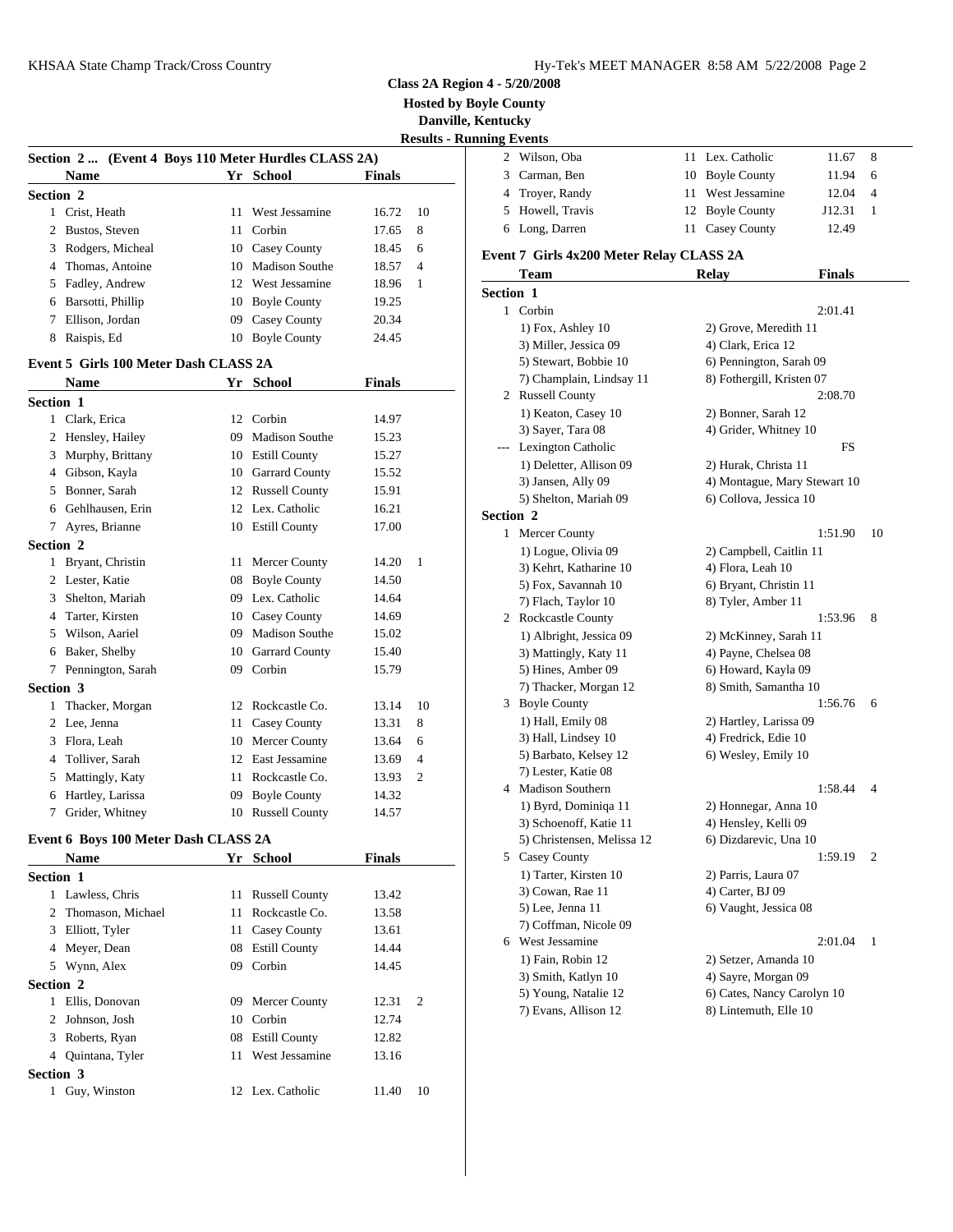**Class 2A Region 4 - 5/20/2008**

**Hosted by Boyle County**

**Danville, Kentucky**

**Results - Running Events**

## Section 2 ... (Event 4 Boys 110 Meter Hurdles CLASS 2A)

| | Name | Yr | School | Finals | |
|---|---|---|---|---|---|
| **Section 2** | | | | | |
| 1 | Crist, Heath | 11 | West Jessamine | 16.72 | 10 |
| 2 | Bustos, Steven | 11 | Corbin | 17.65 | 8 |
| 3 | Rodgers, Micheal | 10 | Casey County | 18.45 | 6 |
| 4 | Thomas, Antoine | 10 | Madison Southe | 18.57 | 4 |
| 5 | Fadley, Andrew | 12 | West Jessamine | 18.96 | 1 |
| 6 | Barsotti, Phillip | 10 | Boyle County | 19.25 | |
| 7 | Ellison, Jordan | 09 | Casey County | 20.34 | |
| 8 | Raispis, Ed | 10 | Boyle County | 24.45 | |

## Event 5 Girls 100 Meter Dash CLASS 2A

| | Name | Yr | School | Finals | |
|---|---|---|---|---|---|
| **Section 1** | | | | | |
| 1 | Clark, Erica | 12 | Corbin | 14.97 | |
| 2 | Hensley, Hailey | 09 | Madison Southe | 15.23 | |
| 3 | Murphy, Brittany | 10 | Estill County | 15.27 | |
| 4 | Gibson, Kayla | 10 | Garrard County | 15.52 | |
| 5 | Bonner, Sarah | 12 | Russell County | 15.91 | |
| 6 | Gehlhausen, Erin | 12 | Lex. Catholic | 16.21 | |
| 7 | Ayres, Brianne | 10 | Estill County | 17.00 | |
| **Section 2** | | | | | |
| 1 | Bryant, Christin | 11 | Mercer County | 14.20 | 1 |
| 2 | Lester, Katie | 08 | Boyle County | 14.50 | |
| 3 | Shelton, Mariah | 09 | Lex. Catholic | 14.64 | |
| 4 | Tarter, Kirsten | 10 | Casey County | 14.69 | |
| 5 | Wilson, Aariel | 09 | Madison Southe | 15.02 | |
| 6 | Baker, Shelby | 10 | Garrard County | 15.40 | |
| 7 | Pennington, Sarah | 09 | Corbin | 15.79 | |
| **Section 3** | | | | | |
| 1 | Thacker, Morgan | 12 | Rockcastle Co. | 13.14 | 10 |
| 2 | Lee, Jenna | 11 | Casey County | 13.31 | 8 |
| 3 | Flora, Leah | 10 | Mercer County | 13.64 | 6 |
| 4 | Tolliver, Sarah | 12 | East Jessamine | 13.69 | 4 |
| 5 | Mattingly, Katy | 11 | Rockcastle Co. | 13.93 | 2 |
| 6 | Hartley, Larissa | 09 | Boyle County | 14.32 | |
| 7 | Grider, Whitney | 10 | Russell County | 14.57 | |

## Event 6 Boys 100 Meter Dash CLASS 2A

| | Name | Yr | School | Finals | |
|---|---|---|---|---|---|
| **Section 1** | | | | | |
| 1 | Lawless, Chris | 11 | Russell County | 13.42 | |
| 2 | Thomason, Michael | 11 | Rockcastle Co. | 13.58 | |
| 3 | Elliott, Tyler | 11 | Casey County | 13.61 | |
| 4 | Meyer, Dean | 08 | Estill County | 14.44 | |
| 5 | Wynn, Alex | 09 | Corbin | 14.45 | |
| **Section 2** | | | | | |
| 1 | Ellis, Donovan | 09 | Mercer County | 12.31 | 2 |
| 2 | Johnson, Josh | 10 | Corbin | 12.74 | |
| 3 | Roberts, Ryan | 08 | Estill County | 12.82 | |
| 4 | Quintana, Tyler | 11 | West Jessamine | 13.16 | |
| **Section 3** | | | | | |
| 1 | Guy, Winston | 12 | Lex. Catholic | 11.40 | 10 |
| 2 | Wilson, Oba | 11 | Lex. Catholic | 11.67 | 8 |
| 3 | Carman, Ben | 10 | Boyle County | 11.94 | 6 |
| 4 | Troyer, Randy | 11 | West Jessamine | 12.04 | 4 |
| 5 | Howell, Travis | 12 | Boyle County | J12.31 | 1 |
| 6 | Long, Darren | 11 | Casey County | 12.49 | |

## Event 7 Girls 4x200 Meter Relay CLASS 2A

| | Team | Relay | Finals | |
|---|---|---|---|---|
| **Section 1** | | | | |
| 1 | Corbin | | 2:01.41 | |
| | 1) Fox, Ashley 10 | 2) Grove, Meredith 11 | | |
| | 3) Miller, Jessica 09 | 4) Clark, Erica 12 | | |
| | 5) Stewart, Bobbie 10 | 6) Pennington, Sarah 09 | | |
| | 7) Champlain, Lindsay 11 | 8) Fothergill, Kristen 07 | | |
| 2 | Russell County | | 2:08.70 | |
| | 1) Keaton, Casey 10 | 2) Bonner, Sarah 12 | | |
| | 3) Sayer, Tara 08 | 4) Grider, Whitney 10 | | |
| --- | Lexington Catholic | | FS | |
| | 1) Deletter, Allison 09 | 2) Hurak, Christa 11 | | |
| | 3) Jansen, Ally 09 | 4) Montague, Mary Stewart 10 | | |
| | 5) Shelton, Mariah 09 | 6) Collova, Jessica 10 | | |
| **Section 2** | | | | |
| 1 | Mercer County | | 1:51.90 | 10 |
| | 1) Logue, Olivia 09 | 2) Campbell, Caitlin 11 | | |
| | 3) Kehrt, Katharine 10 | 4) Flora, Leah 10 | | |
| | 5) Fox, Savannah 10 | 6) Bryant, Christin 11 | | |
| | 7) Flach, Taylor 10 | 8) Tyler, Amber 11 | | |
| 2 | Rockcastle County | | 1:53.96 | 8 |
| | 1) Albright, Jessica 09 | 2) McKinney, Sarah 11 | | |
| | 3) Mattingly, Katy 11 | 4) Payne, Chelsea 08 | | |
| | 5) Hines, Amber 09 | 6) Howard, Kayla 09 | | |
| | 7) Thacker, Morgan 12 | 8) Smith, Samantha 10 | | |
| 3 | Boyle County | | 1:56.76 | 6 |
| | 1) Hall, Emily 08 | 2) Hartley, Larissa 09 | | |
| | 3) Hall, Lindsey 10 | 4) Fredrick, Edie 10 | | |
| | 5) Barbato, Kelsey 12 | 6) Wesley, Emily 10 | | |
| | 7) Lester, Katie 08 | | | |
| 4 | Madison Southern | | 1:58.44 | 4 |
| | 1) Byrd, Dominiqa 11 | 2) Honnegar, Anna 10 | | |
| | 3) Schoenoff, Katie 11 | 4) Hensley, Kelli 09 | | |
| | 5) Christensen, Melissa 12 | 6) Dizdarevic, Una 10 | | |
| 5 | Casey County | | 1:59.19 | 2 |
| | 1) Tarter, Kirsten 10 | 2) Parris, Laura 07 | | |
| | 3) Cowan, Rae 11 | 4) Carter, BJ 09 | | |
| | 5) Lee, Jenna 11 | 6) Vaught, Jessica 08 | | |
| | 7) Coffman, Nicole 09 | | | |
| 6 | West Jessamine | | 2:01.04 | 1 |
| | 1) Fain, Robin 12 | 2) Setzer, Amanda 10 | | |
| | 3) Smith, Katlyn 10 | 4) Sayre, Morgan 09 | | |
| | 5) Young, Natalie 12 | 6) Cates, Nancy Carolyn 10 | | |
| | 7) Evans, Allison 12 | 8) Lintemuth, Elle 10 | | |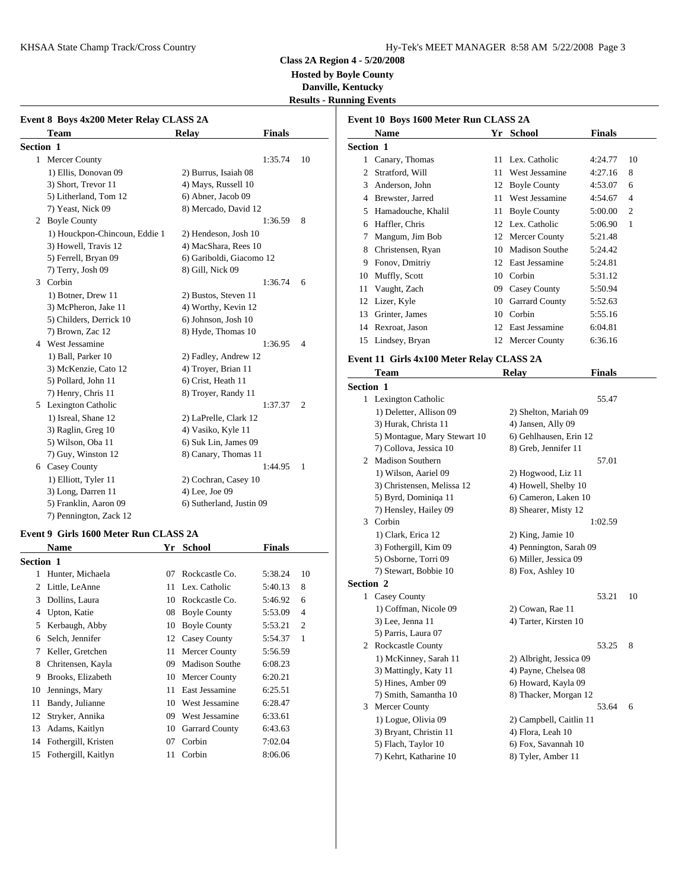**Class 2A Region 4 - 5/20/2008**

**Hosted by Boyle County**

**Danville, Kentucky**

**Results - Running Events**

### Event 8 Boys 4x200 Meter Relay CLASS 2A

| | Team | Relay | Finals | |
|---|---|---|---|---|
| **Section 1** | | | | |
| 1 | Mercer County | | 1:35.74 | 10 |
| | 1) Ellis, Donovan 09 | 2) Burrus, Isaiah 08 | | |
| | 3) Short, Trevor 11 | 4) Mays, Russell 10 | | |
| | 5) Litherland, Tom 12 | 6) Abner, Jacob 09 | | |
| | 7) Yeast, Nick 09 | 8) Mercado, David 12 | | |
| 2 | Boyle County | | 1:36.59 | 8 |
| | 1) Houckpon-Chincoun, Eddie 1 | 2) Hendeson, Josh 10 | | |
| | 3) Howell, Travis 12 | 4) MacShara, Rees 10 | | |
| | 5) Ferrell, Bryan 09 | 6) Gariboldi, Giacomo 12 | | |
| | 7) Terry, Josh 09 | 8) Gill, Nick 09 | | |
| 3 | Corbin | | 1:36.74 | 6 |
| | 1) Botner, Drew 11 | 2) Bustos, Steven 11 | | |
| | 3) McPheron, Jake 11 | 4) Worthy, Kevin 12 | | |
| | 5) Childers, Derrick 10 | 6) Johnson, Josh 10 | | |
| | 7) Brown, Zac 12 | 8) Hyde, Thomas 10 | | |
| 4 | West Jessamine | | 1:36.95 | 4 |
| | 1) Ball, Parker 10 | 2) Fadley, Andrew 12 | | |
| | 3) McKenzie, Cato 12 | 4) Troyer, Brian 11 | | |
| | 5) Pollard, John 11 | 6) Crist, Heath 11 | | |
| | 7) Henry, Chris 11 | 8) Troyer, Randy 11 | | |
| 5 | Lexington Catholic | | 1:37.37 | 2 |
| | 1) Isreal, Shane 12 | 2) LaPrelle, Clark 12 | | |
| | 3) Raglin, Greg 10 | 4) Vasiko, Kyle 11 | | |
| | 5) Wilson, Oba 11 | 6) Suk Lin, James 09 | | |
| | 7) Guy, Winston 12 | 8) Canary, Thomas 11 | | |
| 6 | Casey County | | 1:44.95 | 1 |
| | 1) Elliott, Tyler 11 | 2) Cochran, Casey 10 | | |
| | 3) Long, Darren 11 | 4) Lee, Joe 09 | | |
| | 5) Franklin, Aaron 09 | 6) Sutherland, Justin 09 | | |
| | 7) Pennington, Zack 12 | | | |

### Event 9 Girls 1600 Meter Run CLASS 2A

| | Name | Yr | School | Finals | |
|---|---|---|---|---|---|
| **Section 1** | | | | | |
| 1 | Hunter, Michaela | 07 | Rockcastle Co. | 5:38.24 | 10 |
| 2 | Little, LeAnne | 11 | Lex. Catholic | 5:40.13 | 8 |
| 3 | Dollins, Laura | 10 | Rockcastle Co. | 5:46.92 | 6 |
| 4 | Upton, Katie | 08 | Boyle County | 5:53.09 | 4 |
| 5 | Kerbaugh, Abby | 10 | Boyle County | 5:53.21 | 2 |
| 6 | Selch, Jennifer | 12 | Casey County | 5:54.37 | 1 |
| 7 | Keller, Gretchen | 11 | Mercer County | 5:56.59 | |
| 8 | Chritensen, Kayla | 09 | Madison Southe | 6:08.23 | |
| 9 | Brooks, Elizabeth | 10 | Mercer County | 6:20.21 | |
| 10 | Jennings, Mary | 11 | East Jessamine | 6:25.51 | |
| 11 | Bandy, Julianne | 10 | West Jessamine | 6:28.47 | |
| 12 | Stryker, Annika | 09 | West Jessamine | 6:33.61 | |
| 13 | Adams, Kaitlyn | 10 | Garrard County | 6:43.63 | |
| 14 | Fothergill, Kristen | 07 | Corbin | 7:02.04 | |
| 15 | Fothergill, Kaitlyn | 11 | Corbin | 8:06.06 | |

### Event 10 Boys 1600 Meter Run CLASS 2A

| | Name | Yr | School | Finals | |
|---|---|---|---|---|---|
| **Section 1** | | | | | |
| 1 | Canary, Thomas | 11 | Lex. Catholic | 4:24.77 | 10 |
| 2 | Stratford, Will | 11 | West Jessamine | 4:27.16 | 8 |
| 3 | Anderson, John | 12 | Boyle County | 4:53.07 | 6 |
| 4 | Brewster, Jarred | 11 | West Jessamine | 4:54.67 | 4 |
| 5 | Hamadouche, Khalil | 11 | Boyle County | 5:00.00 | 2 |
| 6 | Haffler, Chris | 12 | Lex. Catholic | 5:06.90 | 1 |
| 7 | Mangum, Jim Bob | 12 | Mercer County | 5:21.48 | |
| 8 | Christensen, Ryan | 10 | Madison Southe | 5:24.42 | |
| 9 | Fonov, Dmitriy | 12 | East Jessamine | 5:24.81 | |
| 10 | Muffly, Scott | 10 | Corbin | 5:31.12 | |
| 11 | Vaught, Zach | 09 | Casey County | 5:50.94 | |
| 12 | Lizer, Kyle | 10 | Garrard County | 5:52.63 | |
| 13 | Grinter, James | 10 | Corbin | 5:55.16 | |
| 14 | Rexroat, Jason | 12 | East Jessamine | 6:04.81 | |
| 15 | Lindsey, Bryan | 12 | Mercer County | 6:36.16 | |

### Event 11 Girls 4x100 Meter Relay CLASS 2A

| | Team | Relay | Finals | |
|---|---|---|---|---|
| **Section 1** | | | | |
| 1 | Lexington Catholic | | 55.47 | |
| | 1) Deletter, Allison 09 | 2) Shelton, Mariah 09 | | |
| | 3) Hurak, Christa 11 | 4) Jansen, Ally 09 | | |
| | 5) Montague, Mary Stewart 10 | 6) Gehlhausen, Erin 12 | | |
| | 7) Collova, Jessica 10 | 8) Greb, Jennifer 11 | | |
| 2 | Madison Southern | | 57.01 | |
| | 1) Wilson, Aariel 09 | 2) Hogwood, Liz 11 | | |
| | 3) Christensen, Melissa 12 | 4) Howell, Shelby 10 | | |
| | 5) Byrd, Dominiqa 11 | 6) Cameron, Laken 10 | | |
| | 7) Hensley, Hailey 09 | 8) Shearer, Misty 12 | | |
| 3 | Corbin | | 1:02.59 | |
| | 1) Clark, Erica 12 | 2) King, Jamie 10 | | |
| | 3) Fothergill, Kim 09 | 4) Pennington, Sarah 09 | | |
| | 5) Osborne, Torri 09 | 6) Miller, Jessica 09 | | |
| | 7) Stewart, Bobbie 10 | 8) Fox, Ashley 10 | | |
| **Section 2** | | | | |
| 1 | Casey County | | 53.21 | 10 |
| | 1) Coffman, Nicole 09 | 2) Cowan, Rae 11 | | |
| | 3) Lee, Jenna 11 | 4) Tarter, Kirsten 10 | | |
| | 5) Parris, Laura 07 | | | |
| 2 | Rockcastle County | | 53.25 | 8 |
| | 1) McKinney, Sarah 11 | 2) Albright, Jessica 09 | | |
| | 3) Mattingly, Katy 11 | 4) Payne, Chelsea 08 | | |
| | 5) Hines, Amber 09 | 6) Howard, Kayla 09 | | |
| | 7) Smith, Samantha 10 | 8) Thacker, Morgan 12 | | |
| 3 | Mercer County | | 53.64 | 6 |
| | 1) Logue, Olivia 09 | 2) Campbell, Caitlin 11 | | |
| | 3) Bryant, Christin 11 | 4) Flora, Leah 10 | | |
| | 5) Flach, Taylor 10 | 6) Fox, Savannah 10 | | |
| | 7) Kehrt, Katharine 10 | 8) Tyler, Amber 11 | | |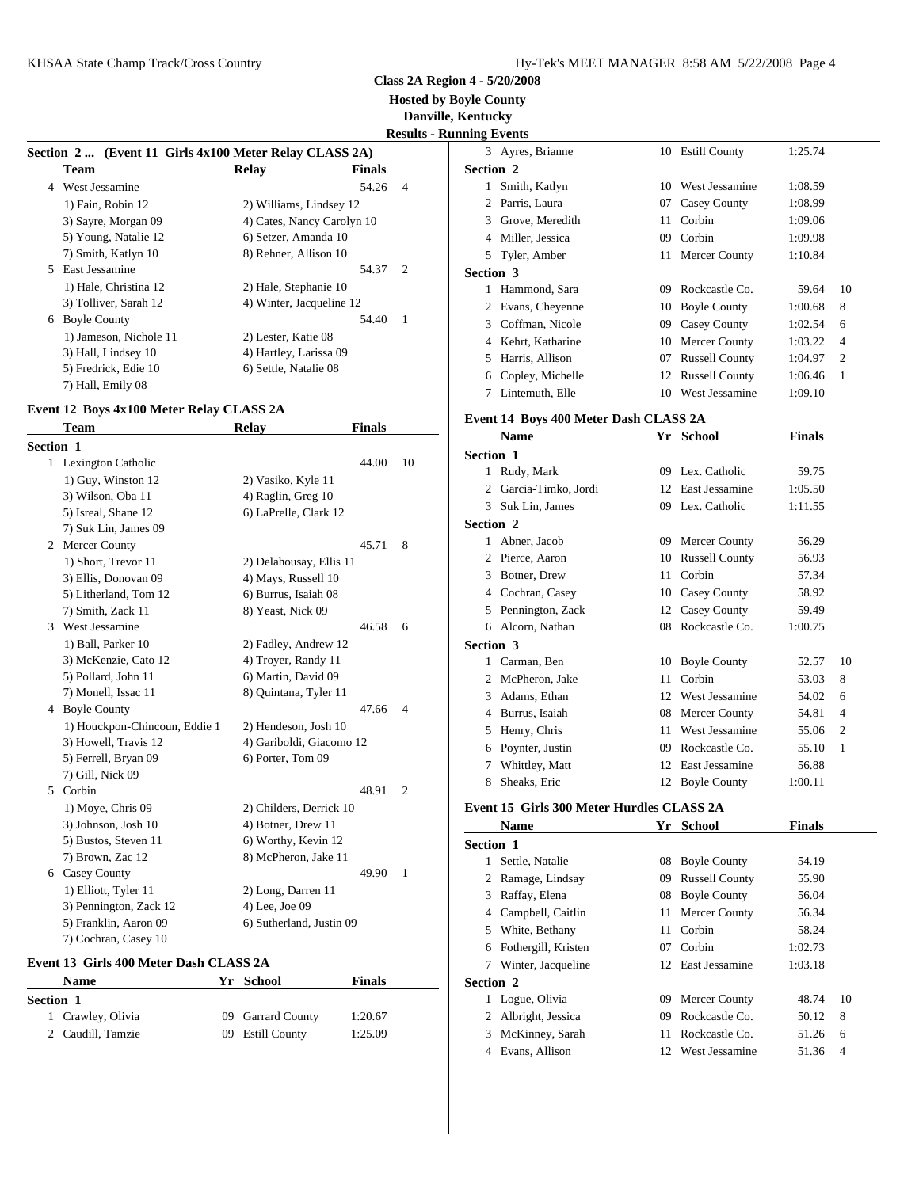**Class 2A Region 4 - 5/20/2008**

**Hosted by Boyle County**

**Danville, Kentucky**

**Results - Running Events**

### Section 2 ... (Event 11 Girls 4x100 Meter Relay CLASS 2A)

| | Team | Relay | | Finals | |
|---|---|---|---|---|---|
| 4 | West Jessamine | | | 54.26 | 4 |
| | 1) Fain, Robin 12 | 2) Williams, Lindsey 12 | | | |
| | 3) Sayre, Morgan 09 | 4) Cates, Nancy Carolyn 10 | | | |
| | 5) Young, Natalie 12 | 6) Setzer, Amanda 10 | | | |
| | 7) Smith, Katlyn 10 | 8) Rehner, Allison 10 | | | |
| 5 | East Jessamine | | | 54.37 | 2 |
| | 1) Hale, Christina 12 | 2) Hale, Stephanie 10 | | | |
| | 3) Tolliver, Sarah 12 | 4) Winter, Jacqueline 12 | | | |
| 6 | Boyle County | | | 54.40 | 1 |
| | 1) Jameson, Nichole 11 | 2) Lester, Katie 08 | | | |
| | 3) Hall, Lindsey 10 | 4) Hartley, Larissa 09 | | | |
| | 5) Fredrick, Edie 10 | 6) Settle, Natalie 08 | | | |
| | 7) Hall, Emily 08 | | | | |

### Event 12 Boys 4x100 Meter Relay CLASS 2A

| | Team | Relay | | Finals | |
|---|---|---|---|---|---|
| **Section 1** | | | | | |
| 1 | Lexington Catholic | | | 44.00 | 10 |
| | 1) Guy, Winston 12 | 2) Vasiko, Kyle 11 | | | |
| | 3) Wilson, Oba 11 | 4) Raglin, Greg 10 | | | |
| | 5) Isreal, Shane 12 | 6) LaPrelle, Clark 12 | | | |
| | 7) Suk Lin, James 09 | | | | |
| 2 | Mercer County | | | 45.71 | 8 |
| | 1) Short, Trevor 11 | 2) Delahousay, Ellis 11 | | | |
| | 3) Ellis, Donovan 09 | 4) Mays, Russell 10 | | | |
| | 5) Litherland, Tom 12 | 6) Burrus, Isaiah 08 | | | |
| | 7) Smith, Zack 11 | 8) Yeast, Nick 09 | | | |
| 3 | West Jessamine | | | 46.58 | 6 |
| | 1) Ball, Parker 10 | 2) Fadley, Andrew 12 | | | |
| | 3) McKenzie, Cato 12 | 4) Troyer, Randy 11 | | | |
| | 5) Pollard, John 11 | 6) Martin, David 09 | | | |
| | 7) Monell, Issac 11 | 8) Quintana, Tyler 11 | | | |
| 4 | Boyle County | | | 47.66 | 4 |
| | 1) Houckpon-Chincoun, Eddie 1 | 2) Hendeson, Josh 10 | | | |
| | 3) Howell, Travis 12 | 4) Gariboldi, Giacomo 12 | | | |
| | 5) Ferrell, Bryan 09 | 6) Porter, Tom 09 | | | |
| | 7) Gill, Nick 09 | | | | |
| 5 | Corbin | | | 48.91 | 2 |
| | 1) Moye, Chris 09 | 2) Childers, Derrick 10 | | | |
| | 3) Johnson, Josh 10 | 4) Botner, Drew 11 | | | |
| | 5) Bustos, Steven 11 | 6) Worthy, Kevin 12 | | | |
| | 7) Brown, Zac 12 | 8) McPheron, Jake 11 | | | |
| 6 | Casey County | | | 49.90 | 1 |
| | 1) Elliott, Tyler 11 | 2) Long, Darren 11 | | | |
| | 3) Pennington, Zack 12 | 4) Lee, Joe 09 | | | |
| | 5) Franklin, Aaron 09 | 6) Sutherland, Justin 09 | | | |
| | 7) Cochran, Casey 10 | | | | |

### Event 13 Girls 400 Meter Dash CLASS 2A

| | Name | Yr | School | Finals | |
|---|---|---|---|---|---|
| **Section 1** | | | | | |
| 1 | Crawley, Olivia | 09 | Garrard County | 1:20.67 | |
| 2 | Caudill, Tamzie | 09 | Estill County | 1:25.09 | |
| 3 | Ayres, Brianne | 10 | Estill County | 1:25.74 | |
| **Section 2** | | | | | |
| 1 | Smith, Katlyn | 10 | West Jessamine | 1:08.59 | |
| 2 | Parris, Laura | 07 | Casey County | 1:08.99 | |
| 3 | Grove, Meredith | 11 | Corbin | 1:09.06 | |
| 4 | Miller, Jessica | 09 | Corbin | 1:09.98 | |
| 5 | Tyler, Amber | 11 | Mercer County | 1:10.84 | |
| **Section 3** | | | | | |
| 1 | Hammond, Sara | 09 | Rockcastle Co. | 59.64 | 10 |
| 2 | Evans, Cheyenne | 10 | Boyle County | 1:00.68 | 8 |
| 3 | Coffman, Nicole | 09 | Casey County | 1:02.54 | 6 |
| 4 | Kehrt, Katharine | 10 | Mercer County | 1:03.22 | 4 |
| 5 | Harris, Allison | 07 | Russell County | 1:04.97 | 2 |
| 6 | Copley, Michelle | 12 | Russell County | 1:06.46 | 1 |
| 7 | Lintemuth, Elle | 10 | West Jessamine | 1:09.10 | |

### Event 14 Boys 400 Meter Dash CLASS 2A

| | Name | Yr | School | Finals | |
|---|---|---|---|---|---|
| **Section 1** | | | | | |
| 1 | Rudy, Mark | 09 | Lex. Catholic | 59.75 | |
| 2 | Garcia-Timko, Jordi | 12 | East Jessamine | 1:05.50 | |
| 3 | Suk Lin, James | 09 | Lex. Catholic | 1:11.55 | |
| **Section 2** | | | | | |
| 1 | Abner, Jacob | 09 | Mercer County | 56.29 | |
| 2 | Pierce, Aaron | 10 | Russell County | 56.93 | |
| 3 | Botner, Drew | 11 | Corbin | 57.34 | |
| 4 | Cochran, Casey | 10 | Casey County | 58.92 | |
| 5 | Pennington, Zack | 12 | Casey County | 59.49 | |
| 6 | Alcorn, Nathan | 08 | Rockcastle Co. | 1:00.75 | |
| **Section 3** | | | | | |
| 1 | Carman, Ben | 10 | Boyle County | 52.57 | 10 |
| 2 | McPheron, Jake | 11 | Corbin | 53.03 | 8 |
| 3 | Adams, Ethan | 12 | West Jessamine | 54.02 | 6 |
| 4 | Burrus, Isaiah | 08 | Mercer County | 54.81 | 4 |
| 5 | Henry, Chris | 11 | West Jessamine | 55.06 | 2 |
| 6 | Poynter, Justin | 09 | Rockcastle Co. | 55.10 | 1 |
| 7 | Whittley, Matt | 12 | East Jessamine | 56.88 | |
| 8 | Sheaks, Eric | 12 | Boyle County | 1:00.11 | |

### Event 15 Girls 300 Meter Hurdles CLASS 2A

| | Name | Yr | School | Finals | |
|---|---|---|---|---|---|
| **Section 1** | | | | | |
| 1 | Settle, Natalie | 08 | Boyle County | 54.19 | |
| 2 | Ramage, Lindsay | 09 | Russell County | 55.90 | |
| 3 | Raffay, Elena | 08 | Boyle County | 56.04 | |
| 4 | Campbell, Caitlin | 11 | Mercer County | 56.34 | |
| 5 | White, Bethany | 11 | Corbin | 58.24 | |
| 6 | Fothergill, Kristen | 07 | Corbin | 1:02.73 | |
| 7 | Winter, Jacqueline | 12 | East Jessamine | 1:03.18 | |
| **Section 2** | | | | | |
| 1 | Logue, Olivia | 09 | Mercer County | 48.74 | 10 |
| 2 | Albright, Jessica | 09 | Rockcastle Co. | 50.12 | 8 |
| 3 | McKinney, Sarah | 11 | Rockcastle Co. | 51.26 | 6 |
| 4 | Evans, Allison | 12 | West Jessamine | 51.36 | 4 |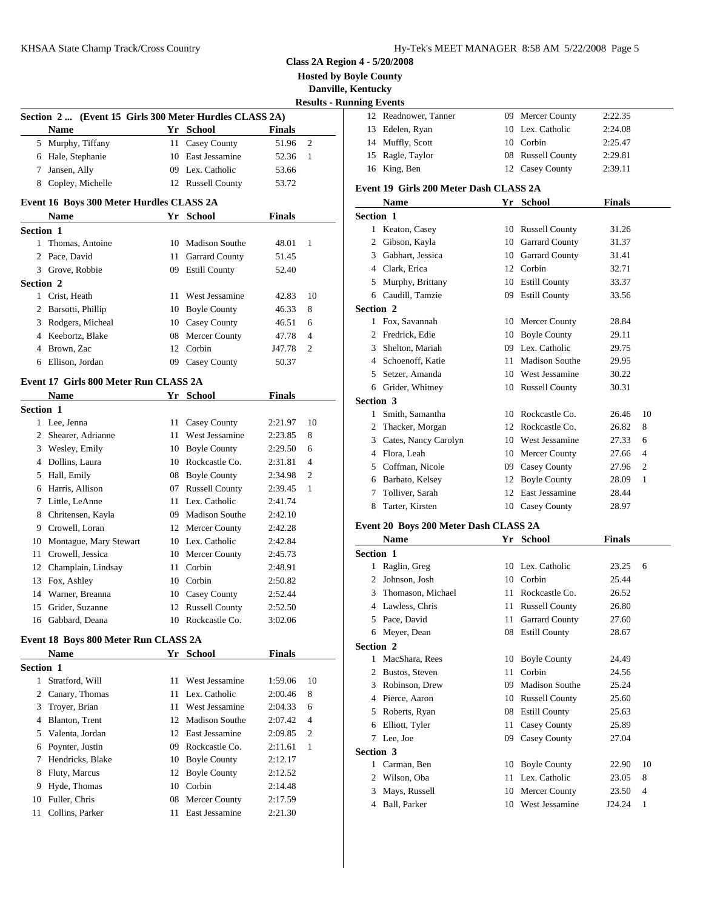**Class 2A Region 4 - 5/20/2008**

**Hosted by Boyle County**

**Danville, Kentucky**

**Results - Running Events**

### Section 2 ... (Event 15 Girls 300 Meter Hurdles CLASS 2A)

| | Name | Yr | School | Finals | |
|---|---|---|---|---|---|
| 5 | Murphy, Tiffany | 11 | Casey County | 51.96 | 2 |
| 6 | Hale, Stephanie | 10 | East Jessamine | 52.36 | 1 |
| 7 | Jansen, Ally | 09 | Lex. Catholic | 53.66 | |
| 8 | Copley, Michelle | 12 | Russell County | 53.72 | |

### Event 16 Boys 300 Meter Hurdles CLASS 2A

| | Name | Yr | School | Finals | |
|---|---|---|---|---|---|
| **Section 1** | | | | | |
| 1 | Thomas, Antoine | 10 | Madison Southe | 48.01 | 1 |
| 2 | Pace, David | 11 | Garrard County | 51.45 | |
| 3 | Grove, Robbie | 09 | Estill County | 52.40 | |
| **Section 2** | | | | | |
| 1 | Crist, Heath | 11 | West Jessamine | 42.83 | 10 |
| 2 | Barsotti, Phillip | 10 | Boyle County | 46.33 | 8 |
| 3 | Rodgers, Micheal | 10 | Casey County | 46.51 | 6 |
| 4 | Keebortz, Blake | 08 | Mercer County | 47.78 | 4 |
| 4 | Brown, Zac | 12 | Corbin | J47.78 | 2 |
| 6 | Ellison, Jordan | 09 | Casey County | 50.37 | |

### Event 17 Girls 800 Meter Run CLASS 2A

| | Name | Yr | School | Finals | |
|---|---|---|---|---|---|
| **Section 1** | | | | | |
| 1 | Lee, Jenna | 11 | Casey County | 2:21.97 | 10 |
| 2 | Shearer, Adrianne | 11 | West Jessamine | 2:23.85 | 8 |
| 3 | Wesley, Emily | 10 | Boyle County | 2:29.50 | 6 |
| 4 | Dollins, Laura | 10 | Rockcastle Co. | 2:31.81 | 4 |
| 5 | Hall, Emily | 08 | Boyle County | 2:34.98 | 2 |
| 6 | Harris, Allison | 07 | Russell County | 2:39.45 | 1 |
| 7 | Little, LeAnne | 11 | Lex. Catholic | 2:41.74 | |
| 8 | Chritensen, Kayla | 09 | Madison Southe | 2:42.10 | |
| 9 | Crowell, Loran | 12 | Mercer County | 2:42.28 | |
| 10 | Montague, Mary Stewart | 10 | Lex. Catholic | 2:42.84 | |
| 11 | Crowell, Jessica | 10 | Mercer County | 2:45.73 | |
| 12 | Champlain, Lindsay | 11 | Corbin | 2:48.91 | |
| 13 | Fox, Ashley | 10 | Corbin | 2:50.82 | |
| 14 | Warner, Breanna | 10 | Casey County | 2:52.44 | |
| 15 | Grider, Suzanne | 12 | Russell County | 2:52.50 | |
| 16 | Gabbard, Deana | 10 | Rockcastle Co. | 3:02.06 | |

### Event 18 Boys 800 Meter Run CLASS 2A

| | Name | Yr | School | Finals | |
|---|---|---|---|---|---|
| **Section 1** | | | | | |
| 1 | Stratford, Will | 11 | West Jessamine | 1:59.06 | 10 |
| 2 | Canary, Thomas | 11 | Lex. Catholic | 2:00.46 | 8 |
| 3 | Troyer, Brian | 11 | West Jessamine | 2:04.33 | 6 |
| 4 | Blanton, Trent | 12 | Madison Southe | 2:07.42 | 4 |
| 5 | Valenta, Jordan | 12 | East Jessamine | 2:09.85 | 2 |
| 6 | Poynter, Justin | 09 | Rockcastle Co. | 2:11.61 | 1 |
| 7 | Hendricks, Blake | 10 | Boyle County | 2:12.17 | |
| 8 | Fluty, Marcus | 12 | Boyle County | 2:12.52 | |
| 9 | Hyde, Thomas | 10 | Corbin | 2:14.48 | |
| 10 | Fuller, Chris | 08 | Mercer County | 2:17.59 | |
| 11 | Collins, Parker | 11 | East Jessamine | 2:21.30 | |
| 12 | Readnower, Tanner | 09 | Mercer County | 2:22.35 | |
| 13 | Edelen, Ryan | 10 | Lex. Catholic | 2:24.08 | |
| 14 | Muffly, Scott | 10 | Corbin | 2:25.47 | |
| 15 | Ragle, Taylor | 08 | Russell County | 2:29.81 | |
| 16 | King, Ben | 12 | Casey County | 2:39.11 | |

### Event 19 Girls 200 Meter Dash CLASS 2A

| | Name | Yr | School | Finals | |
|---|---|---|---|---|---|
| **Section 1** | | | | | |
| 1 | Keaton, Casey | 10 | Russell County | 31.26 | |
| 2 | Gibson, Kayla | 10 | Garrard County | 31.37 | |
| 3 | Gabhart, Jessica | 10 | Garrard County | 31.41 | |
| 4 | Clark, Erica | 12 | Corbin | 32.71 | |
| 5 | Murphy, Brittany | 10 | Estill County | 33.37 | |
| 6 | Caudill, Tamzie | 09 | Estill County | 33.56 | |
| **Section 2** | | | | | |
| 1 | Fox, Savannah | 10 | Mercer County | 28.84 | |
| 2 | Fredrick, Edie | 10 | Boyle County | 29.11 | |
| 3 | Shelton, Mariah | 09 | Lex. Catholic | 29.75 | |
| 4 | Schoenoff, Katie | 11 | Madison Southe | 29.95 | |
| 5 | Setzer, Amanda | 10 | West Jessamine | 30.22 | |
| 6 | Grider, Whitney | 10 | Russell County | 30.31 | |
| **Section 3** | | | | | |
| 1 | Smith, Samantha | 10 | Rockcastle Co. | 26.46 | 10 |
| 2 | Thacker, Morgan | 12 | Rockcastle Co. | 26.82 | 8 |
| 3 | Cates, Nancy Carolyn | 10 | West Jessamine | 27.33 | 6 |
| 4 | Flora, Leah | 10 | Mercer County | 27.66 | 4 |
| 5 | Coffman, Nicole | 09 | Casey County | 27.96 | 2 |
| 6 | Barbato, Kelsey | 12 | Boyle County | 28.09 | 1 |
| 7 | Tolliver, Sarah | 12 | East Jessamine | 28.44 | |
| 8 | Tarter, Kirsten | 10 | Casey County | 28.97 | |

### Event 20 Boys 200 Meter Dash CLASS 2A

| | Name | Yr | School | Finals | |
|---|---|---|---|---|---|
| **Section 1** | | | | | |
| 1 | Raglin, Greg | 10 | Lex. Catholic | 23.25 | 6 |
| 2 | Johnson, Josh | 10 | Corbin | 25.44 | |
| 3 | Thomason, Michael | 11 | Rockcastle Co. | 26.52 | |
| 4 | Lawless, Chris | 11 | Russell County | 26.80 | |
| 5 | Pace, David | 11 | Garrard County | 27.60 | |
| 6 | Meyer, Dean | 08 | Estill County | 28.67 | |
| **Section 2** | | | | | |
| 1 | MacShara, Rees | 10 | Boyle County | 24.49 | |
| 2 | Bustos, Steven | 11 | Corbin | 24.56 | |
| 3 | Robinson, Drew | 09 | Madison Southe | 25.24 | |
| 4 | Pierce, Aaron | 10 | Russell County | 25.60 | |
| 5 | Roberts, Ryan | 08 | Estill County | 25.63 | |
| 6 | Elliott, Tyler | 11 | Casey County | 25.89 | |
| 7 | Lee, Joe | 09 | Casey County | 27.04 | |
| **Section 3** | | | | | |
| 1 | Carman, Ben | 10 | Boyle County | 22.90 | 10 |
| 2 | Wilson, Oba | 11 | Lex. Catholic | 23.05 | 8 |
| 3 | Mays, Russell | 10 | Mercer County | 23.50 | 4 |
| 4 | Ball, Parker | 10 | West Jessamine | J24.24 | 1 |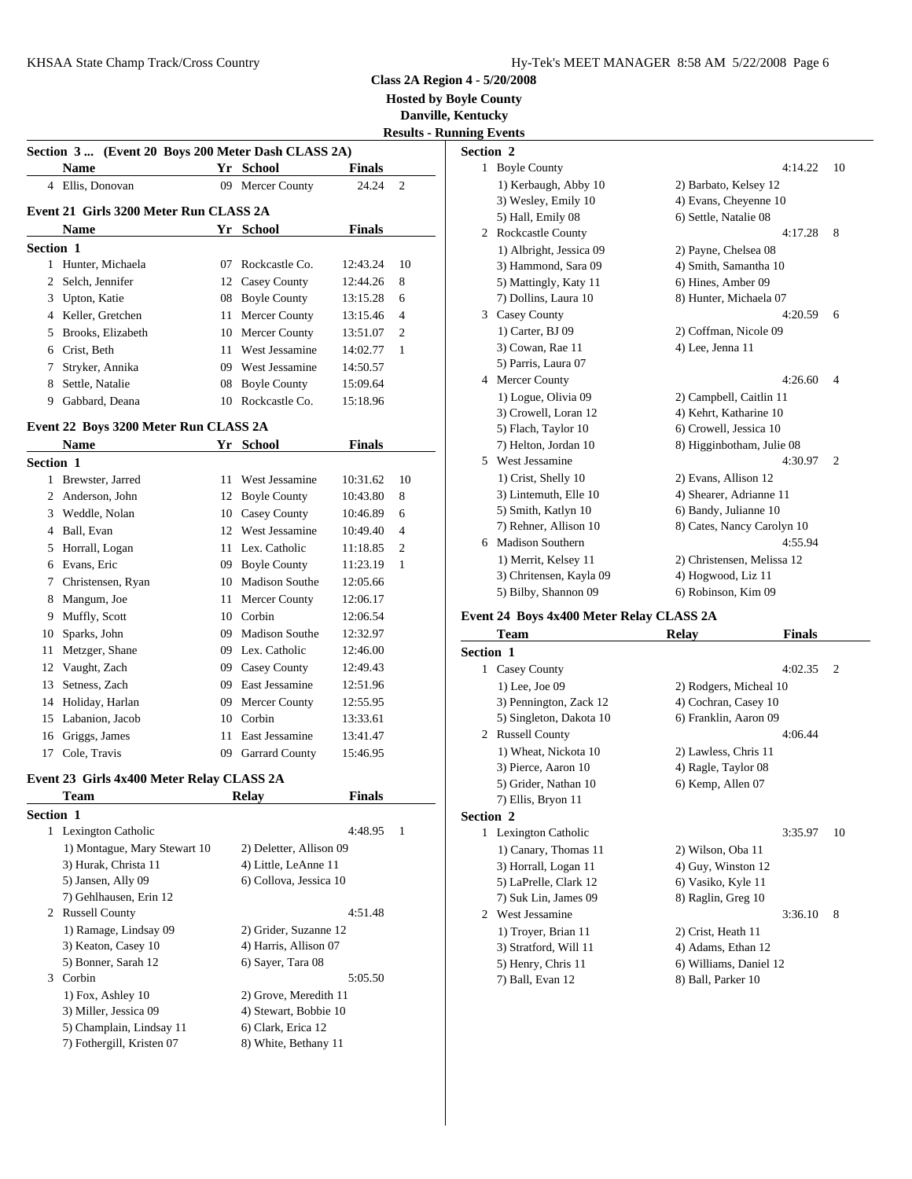**Class 2A Region 4 - 5/20/2008**

**Hosted by Boyle County**

**Danville, Kentucky**

**Results - Running Events**

### Section 3 ... (Event 20 Boys 200 Meter Dash CLASS 2A)

| | Name | Yr | School | Finals | |
|---|---|---|---|---|---|
| 4 | Ellis, Donovan | 09 | Mercer County | 24.24 | 2 |

### Event 21 Girls 3200 Meter Run CLASS 2A

| | Name | Yr | School | Finals | |
|---|---|---|---|---|---|
| **Section 1** | | | | | |
| 1 | Hunter, Michaela | 07 | Rockcastle Co. | 12:43.24 | 10 |
| 2 | Selch, Jennifer | 12 | Casey County | 12:44.26 | 8 |
| 3 | Upton, Katie | 08 | Boyle County | 13:15.28 | 6 |
| 4 | Keller, Gretchen | 11 | Mercer County | 13:15.46 | 4 |
| 5 | Brooks, Elizabeth | 10 | Mercer County | 13:51.07 | 2 |
| 6 | Crist, Beth | 11 | West Jessamine | 14:02.77 | 1 |
| 7 | Stryker, Annika | 09 | West Jessamine | 14:50.57 | |
| 8 | Settle, Natalie | 08 | Boyle County | 15:09.64 | |
| 9 | Gabbard, Deana | 10 | Rockcastle Co. | 15:18.96 | |

### Event 22 Boys 3200 Meter Run CLASS 2A

| | Name | Yr | School | Finals | |
|---|---|---|---|---|---|
| **Section 1** | | | | | |
| 1 | Brewster, Jarred | 11 | West Jessamine | 10:31.62 | 10 |
| 2 | Anderson, John | 12 | Boyle County | 10:43.80 | 8 |
| 3 | Weddle, Nolan | 10 | Casey County | 10:46.89 | 6 |
| 4 | Ball, Evan | 12 | West Jessamine | 10:49.40 | 4 |
| 5 | Horrall, Logan | 11 | Lex. Catholic | 11:18.85 | 2 |
| 6 | Evans, Eric | 09 | Boyle County | 11:23.19 | 1 |
| 7 | Christensen, Ryan | 10 | Madison Southe | 12:05.66 | |
| 8 | Mangum, Joe | 11 | Mercer County | 12:06.17 | |
| 9 | Muffly, Scott | 10 | Corbin | 12:06.54 | |
| 10 | Sparks, John | 09 | Madison Southe | 12:32.97 | |
| 11 | Metzger, Shane | 09 | Lex. Catholic | 12:46.00 | |
| 12 | Vaught, Zach | 09 | Casey County | 12:49.43 | |
| 13 | Setness, Zach | 09 | East Jessamine | 12:51.96 | |
| 14 | Holiday, Harlan | 09 | Mercer County | 12:55.95 | |
| 15 | Labanion, Jacob | 10 | Corbin | 13:33.61 | |
| 16 | Griggs, James | 11 | East Jessamine | 13:41.47 | |
| 17 | Cole, Travis | 09 | Garrard County | 15:46.95 | |

### Event 23 Girls 4x400 Meter Relay CLASS 2A

| | Team | Relay | Finals | |
|---|---|---|---|---|
| **Section 1** | | | | |
| 1 | Lexington Catholic | | 4:48.95 | 1 |
| | 1) Montague, Mary Stewart 10 | 2) Deletter, Allison 09 | | |
| | 3) Hurak, Christa 11 | 4) Little, LeAnne 11 | | |
| | 5) Jansen, Ally 09 | 6) Collova, Jessica 10 | | |
| | 7) Gehlhausen, Erin 12 | | | |
| 2 | Russell County | | 4:51.48 | |
| | 1) Ramage, Lindsay 09 | 2) Grider, Suzanne 12 | | |
| | 3) Keaton, Casey 10 | 4) Harris, Allison 07 | | |
| | 5) Bonner, Sarah 12 | 6) Sayer, Tara 08 | | |
| 3 | Corbin | | 5:05.50 | |
| | 1) Fox, Ashley 10 | 2) Grove, Meredith 11 | | |
| | 3) Miller, Jessica 09 | 4) Stewart, Bobbie 10 | | |
| | 5) Champlain, Lindsay 11 | 6) Clark, Erica 12 | | |
| | 7) Fothergill, Kristen 07 | 8) White, Bethany 11 | | |
| **Section 2** | | | | |
| 1 | Boyle County | | 4:14.22 | 10 |
| | 1) Kerbaugh, Abby 10 | 2) Barbato, Kelsey 12 | | |
| | 3) Wesley, Emily 10 | 4) Evans, Cheyenne 10 | | |
| | 5) Hall, Emily 08 | 6) Settle, Natalie 08 | | |
| 2 | Rockcastle County | | 4:17.28 | 8 |
| | 1) Albright, Jessica 09 | 2) Payne, Chelsea 08 | | |
| | 3) Hammond, Sara 09 | 4) Smith, Samantha 10 | | |
| | 5) Mattingly, Katy 11 | 6) Hines, Amber 09 | | |
| | 7) Dollins, Laura 10 | 8) Hunter, Michaela 07 | | |
| 3 | Casey County | | 4:20.59 | 6 |
| | 1) Carter, BJ 09 | 2) Coffman, Nicole 09 | | |
| | 3) Cowan, Rae 11 | 4) Lee, Jenna 11 | | |
| | 5) Parris, Laura 07 | | | |
| 4 | Mercer County | | 4:26.60 | 4 |
| | 1) Logue, Olivia 09 | 2) Campbell, Caitlin 11 | | |
| | 3) Crowell, Loran 12 | 4) Kehrt, Katharine 10 | | |
| | 5) Flach, Taylor 10 | 6) Crowell, Jessica 10 | | |
| | 7) Helton, Jordan 10 | 8) Higginbotham, Julie 08 | | |
| 5 | West Jessamine | | 4:30.97 | 2 |
| | 1) Crist, Shelly 10 | 2) Evans, Allison 12 | | |
| | 3) Lintemuth, Elle 10 | 4) Shearer, Adrianne 11 | | |
| | 5) Smith, Katlyn 10 | 6) Bandy, Julianne 10 | | |
| | 7) Rehner, Allison 10 | 8) Cates, Nancy Carolyn 10 | | |
| 6 | Madison Southern | | 4:55.94 | |
| | 1) Merrit, Kelsey 11 | 2) Christensen, Melissa 12 | | |
| | 3) Chritensen, Kayla 09 | 4) Hogwood, Liz 11 | | |
| | 5) Bilby, Shannon 09 | 6) Robinson, Kim 09 | | |

### Event 24 Boys 4x400 Meter Relay CLASS 2A

| | Team | Relay | Finals | |
|---|---|---|---|---|
| **Section 1** | | | | |
| 1 | Casey County | | 4:02.35 | 2 |
| | 1) Lee, Joe 09 | 2) Rodgers, Micheal 10 | | |
| | 3) Pennington, Zack 12 | 4) Cochran, Casey 10 | | |
| | 5) Singleton, Dakota 10 | 6) Franklin, Aaron 09 | | |
| 2 | Russell County | | 4:06.44 | |
| | 1) Wheat, Nickota 10 | 2) Lawless, Chris 11 | | |
| | 3) Pierce, Aaron 10 | 4) Ragle, Taylor 08 | | |
| | 5) Grider, Nathan 10 | 6) Kemp, Allen 07 | | |
| | 7) Ellis, Bryon 11 | | | |
| **Section 2** | | | | |
| 1 | Lexington Catholic | | 3:35.97 | 10 |
| | 1) Canary, Thomas 11 | 2) Wilson, Oba 11 | | |
| | 3) Horrall, Logan 11 | 4) Guy, Winston 12 | | |
| | 5) LaPrelle, Clark 12 | 6) Vasiko, Kyle 11 | | |
| | 7) Suk Lin, James 09 | 8) Raglin, Greg 10 | | |
| 2 | West Jessamine | | 3:36.10 | 8 |
| | 1) Troyer, Brian 11 | 2) Crist, Heath 11 | | |
| | 3) Stratford, Will 11 | 4) Adams, Ethan 12 | | |
| | 5) Henry, Chris 11 | 6) Williams, Daniel 12 | | |
| | 7) Ball, Evan 12 | 8) Ball, Parker 10 | | |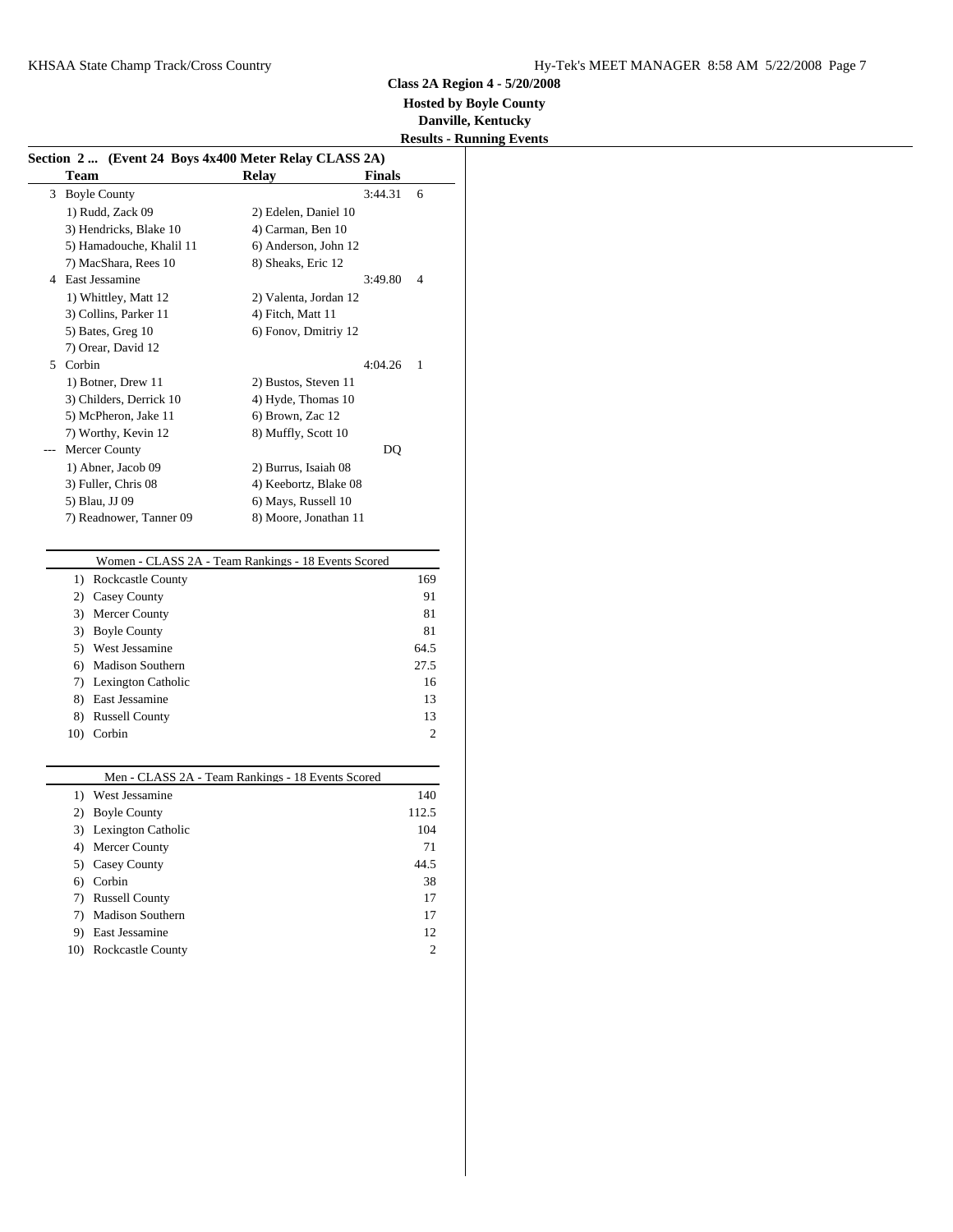**Class 2A Region 4 - 5/20/2008**

**Hosted by Boyle County**

**Danville, Kentucky**

**Results - Running Events**

**Section 2 ... (Event 24 Boys 4x400 Meter Relay CLASS 2A)**

| | Team | Relay | Finals | |
|---|---|---|---|---|
| 3 | Boyle County | | 3:44.31 | 6 |
| | 1) Rudd, Zack 09 | 2) Edelen, Daniel 10 | | |
| | 3) Hendricks, Blake 10 | 4) Carman, Ben 10 | | |
| | 5) Hamadouche, Khalil 11 | 6) Anderson, John 12 | | |
| | 7) MacShara, Rees 10 | 8) Sheaks, Eric 12 | | |
| 4 | East Jessamine | | 3:49.80 | 4 |
| | 1) Whittley, Matt 12 | 2) Valenta, Jordan 12 | | |
| | 3) Collins, Parker 11 | 4) Fitch, Matt 11 | | |
| | 5) Bates, Greg 10 | 6) Fonov, Dmitriy 12 | | |
| | 7) Orear, David 12 | | | |
| 5 | Corbin | | 4:04.26 | 1 |
| | 1) Botner, Drew 11 | 2) Bustos, Steven 11 | | |
| | 3) Childers, Derrick 10 | 4) Hyde, Thomas 10 | | |
| | 5) McPheron, Jake 11 | 6) Brown, Zac 12 | | |
| | 7) Worthy, Kevin 12 | 8) Muffly, Scott 10 | | |
| --- | Mercer County | | DQ | |
| | 1) Abner, Jacob 09 | 2) Burrus, Isaiah 08 | | |
| | 3) Fuller, Chris 08 | 4) Keebortz, Blake 08 | | |
| | 5) Blau, JJ 09 | 6) Mays, Russell 10 | | |
| | 7) Readnower, Tanner 09 | 8) Moore, Jonathan 11 | | |

**Women - CLASS 2A - Team Rankings - 18 Events Scored**

| | | |
|---|---|---|
| 1) | Rockcastle County | 169 |
| 2) | Casey County | 91 |
| 3) | Mercer County | 81 |
| 3) | Boyle County | 81 |
| 5) | West Jessamine | 64.5 |
| 6) | Madison Southern | 27.5 |
| 7) | Lexington Catholic | 16 |
| 8) | East Jessamine | 13 |
| 8) | Russell County | 13 |
| 10) | Corbin | 2 |

**Men - CLASS 2A - Team Rankings - 18 Events Scored**

| | | |
|---|---|---|
| 1) | West Jessamine | 140 |
| 2) | Boyle County | 112.5 |
| 3) | Lexington Catholic | 104 |
| 4) | Mercer County | 71 |
| 5) | Casey County | 44.5 |
| 6) | Corbin | 38 |
| 7) | Russell County | 17 |
| 7) | Madison Southern | 17 |
| 9) | East Jessamine | 12 |
| 10) | Rockcastle County | 2 |